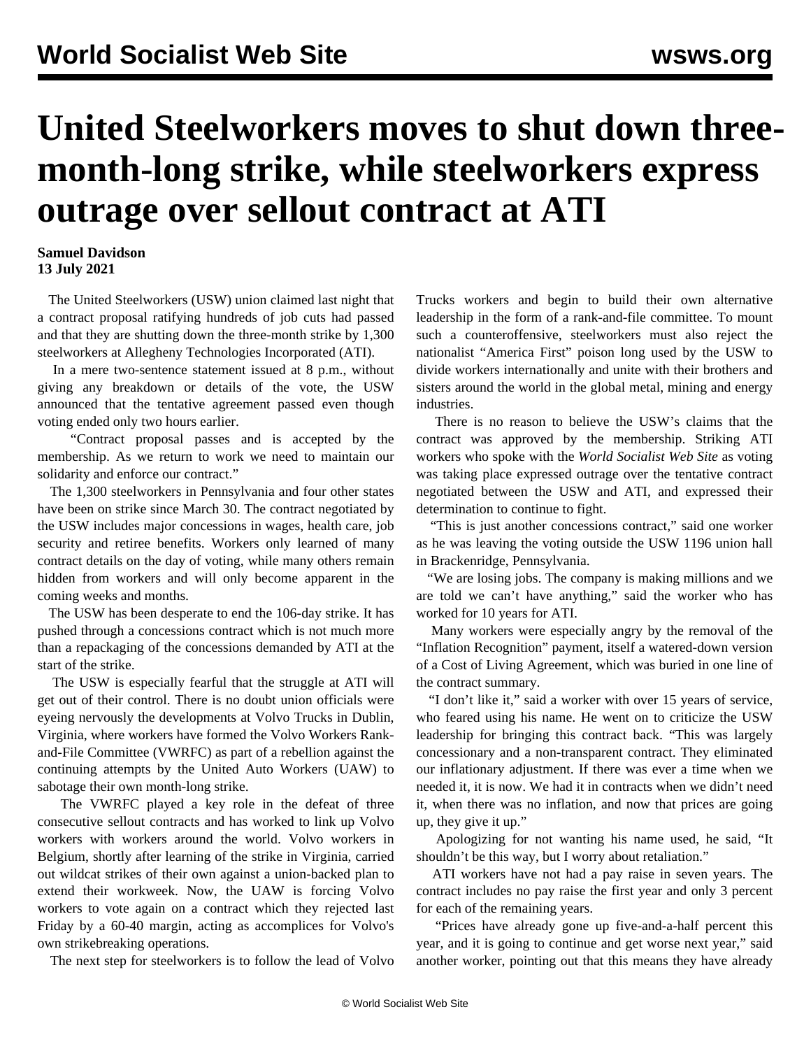# United Steelworkers moves to shut down three-month-long strike, while steelworkers express outrage over sellout contract at ATI

**Samuel Davidson**
**13 July 2021**

The United Steelworkers (USW) union claimed last night that a contract proposal ratifying hundreds of job cuts had passed and that they are shutting down the three-month strike by 1,300 steelworkers at Allegheny Technologies Incorporated (ATI).

In a mere two-sentence statement issued at 8 p.m., without giving any breakdown or details of the vote, the USW announced that the tentative agreement passed even though voting ended only two hours earlier.

"Contract proposal passes and is accepted by the membership. As we return to work we need to maintain our solidarity and enforce our contract."

The 1,300 steelworkers in Pennsylvania and four other states have been on strike since March 30. The contract negotiated by the USW includes major concessions in wages, health care, job security and retiree benefits. Workers only learned of many contract details on the day of voting, while many others remain hidden from workers and will only become apparent in the coming weeks and months.

The USW has been desperate to end the 106-day strike. It has pushed through a concessions contract which is not much more than a repackaging of the concessions demanded by ATI at the start of the strike.

The USW is especially fearful that the struggle at ATI will get out of their control. There is no doubt union officials were eyeing nervously the developments at Volvo Trucks in Dublin, Virginia, where workers have formed the Volvo Workers Rank-and-File Committee (VWRFC) as part of a rebellion against the continuing attempts by the United Auto Workers (UAW) to sabotage their own month-long strike.

The VWRFC played a key role in the defeat of three consecutive sellout contracts and has worked to link up Volvo workers with workers around the world. Volvo workers in Belgium, shortly after learning of the strike in Virginia, carried out wildcat strikes of their own against a union-backed plan to extend their workweek. Now, the UAW is forcing Volvo workers to vote again on a contract which they rejected last Friday by a 60-40 margin, acting as accomplices for Volvo's own strikebreaking operations.

The next step for steelworkers is to follow the lead of Volvo Trucks workers and begin to build their own alternative leadership in the form of a rank-and-file committee. To mount such a counteroffensive, steelworkers must also reject the nationalist "America First" poison long used by the USW to divide workers internationally and unite with their brothers and sisters around the world in the global metal, mining and energy industries.

There is no reason to believe the USW's claims that the contract was approved by the membership. Striking ATI workers who spoke with the *World Socialist Web Site* as voting was taking place expressed outrage over the tentative contract negotiated between the USW and ATI, and expressed their determination to continue to fight.

"This is just another concessions contract," said one worker as he was leaving the voting outside the USW 1196 union hall in Brackenridge, Pennsylvania.

"We are losing jobs. The company is making millions and we are told we can't have anything," said the worker who has worked for 10 years for ATI.

Many workers were especially angry by the removal of the "Inflation Recognition" payment, itself a watered-down version of a Cost of Living Agreement, which was buried in one line of the contract summary.

"I don't like it," said a worker with over 15 years of service, who feared using his name. He went on to criticize the USW leadership for bringing this contract back. "This was largely concessionary and a non-transparent contract. They eliminated our inflationary adjustment. If there was ever a time when we needed it, it is now. We had it in contracts when we didn't need it, when there was no inflation, and now that prices are going up, they give it up."

Apologizing for not wanting his name used, he said, "It shouldn't be this way, but I worry about retaliation."

ATI workers have not had a pay raise in seven years. The contract includes no pay raise the first year and only 3 percent for each of the remaining years.

"Prices have already gone up five-and-a-half percent this year, and it is going to continue and get worse next year," said another worker, pointing out that this means they have already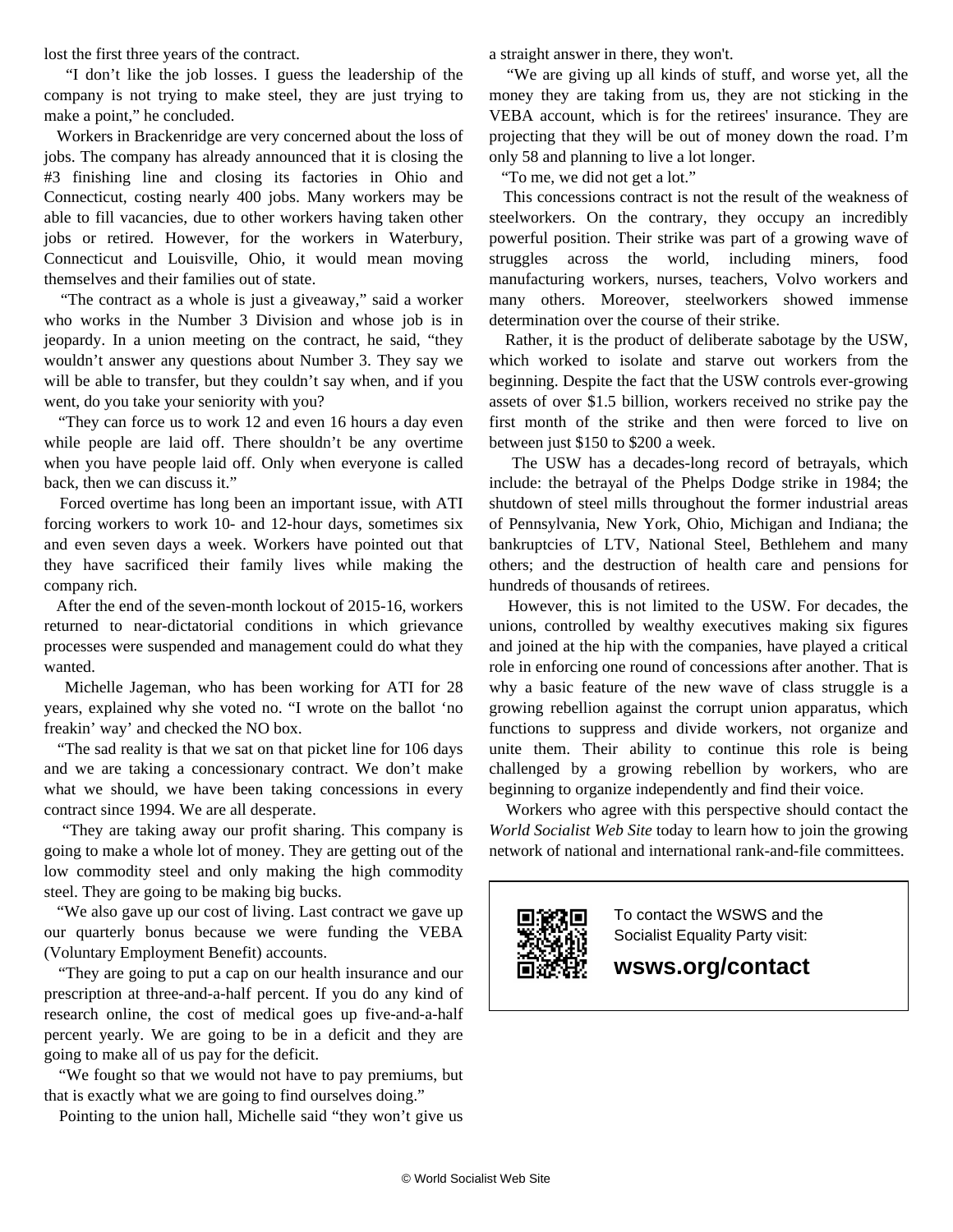lost the first three years of the contract.

"I don't like the job losses. I guess the leadership of the company is not trying to make steel, they are just trying to make a point," he concluded.

Workers in Brackenridge are very concerned about the loss of jobs. The company has already announced that it is closing the #3 finishing line and closing its factories in Ohio and Connecticut, costing nearly 400 jobs. Many workers may be able to fill vacancies, due to other workers having taken other jobs or retired. However, for the workers in Waterbury, Connecticut and Louisville, Ohio, it would mean moving themselves and their families out of state.

"The contract as a whole is just a giveaway," said a worker who works in the Number 3 Division and whose job is in jeopardy. In a union meeting on the contract, he said, "they wouldn't answer any questions about Number 3. They say we will be able to transfer, but they couldn't say when, and if you went, do you take your seniority with you?

"They can force us to work 12 and even 16 hours a day even while people are laid off. There shouldn't be any overtime when you have people laid off. Only when everyone is called back, then we can discuss it."

Forced overtime has long been an important issue, with ATI forcing workers to work 10- and 12-hour days, sometimes six and even seven days a week. Workers have pointed out that they have sacrificed their family lives while making the company rich.

After the end of the seven-month lockout of 2015-16, workers returned to near-dictatorial conditions in which grievance processes were suspended and management could do what they wanted.

Michelle Jageman, who has been working for ATI for 28 years, explained why she voted no. "I wrote on the ballot 'no freakin' way' and checked the NO box.

"The sad reality is that we sat on that picket line for 106 days and we are taking a concessionary contract. We don't make what we should, we have been taking concessions in every contract since 1994. We are all desperate.

"They are taking away our profit sharing. This company is going to make a whole lot of money. They are getting out of the low commodity steel and only making the high commodity steel. They are going to be making big bucks.

"We also gave up our cost of living. Last contract we gave up our quarterly bonus because we were funding the VEBA (Voluntary Employment Benefit) accounts.

"They are going to put a cap on our health insurance and our prescription at three-and-a-half percent. If you do any kind of research online, the cost of medical goes up five-and-a-half percent yearly. We are going to be in a deficit and they are going to make all of us pay for the deficit.

"We fought so that we would not have to pay premiums, but that is exactly what we are going to find ourselves doing."

Pointing to the union hall, Michelle said "they won't give us a straight answer in there, they won't.

"We are giving up all kinds of stuff, and worse yet, all the money they are taking from us, they are not sticking in the VEBA account, which is for the retirees' insurance. They are projecting that they will be out of money down the road. I'm only 58 and planning to live a lot longer.

"To me, we did not get a lot."

This concessions contract is not the result of the weakness of steelworkers. On the contrary, they occupy an incredibly powerful position. Their strike was part of a growing wave of struggles across the world, including miners, food manufacturing workers, nurses, teachers, Volvo workers and many others. Moreover, steelworkers showed immense determination over the course of their strike.

Rather, it is the product of deliberate sabotage by the USW, which worked to isolate and starve out workers from the beginning. Despite the fact that the USW controls ever-growing assets of over $1.5 billion, workers received no strike pay the first month of the strike and then were forced to live on between just $150 to $200 a week.

The USW has a decades-long record of betrayals, which include: the betrayal of the Phelps Dodge strike in 1984; the shutdown of steel mills throughout the former industrial areas of Pennsylvania, New York, Ohio, Michigan and Indiana; the bankruptcies of LTV, National Steel, Bethlehem and many others; and the destruction of health care and pensions for hundreds of thousands of retirees.

However, this is not limited to the USW. For decades, the unions, controlled by wealthy executives making six figures and joined at the hip with the companies, have played a critical role in enforcing one round of concessions after another. That is why a basic feature of the new wave of class struggle is a growing rebellion against the corrupt union apparatus, which functions to suppress and divide workers, not organize and unite them. Their ability to continue this role is being challenged by a growing rebellion by workers, who are beginning to organize independently and find their voice.

Workers who agree with this perspective should contact the *World Socialist Web Site* today to learn how to join the growing network of national and international rank-and-file committees.

To contact the WSWS and the Socialist Equality Party visit:

**wsws.org/contact**